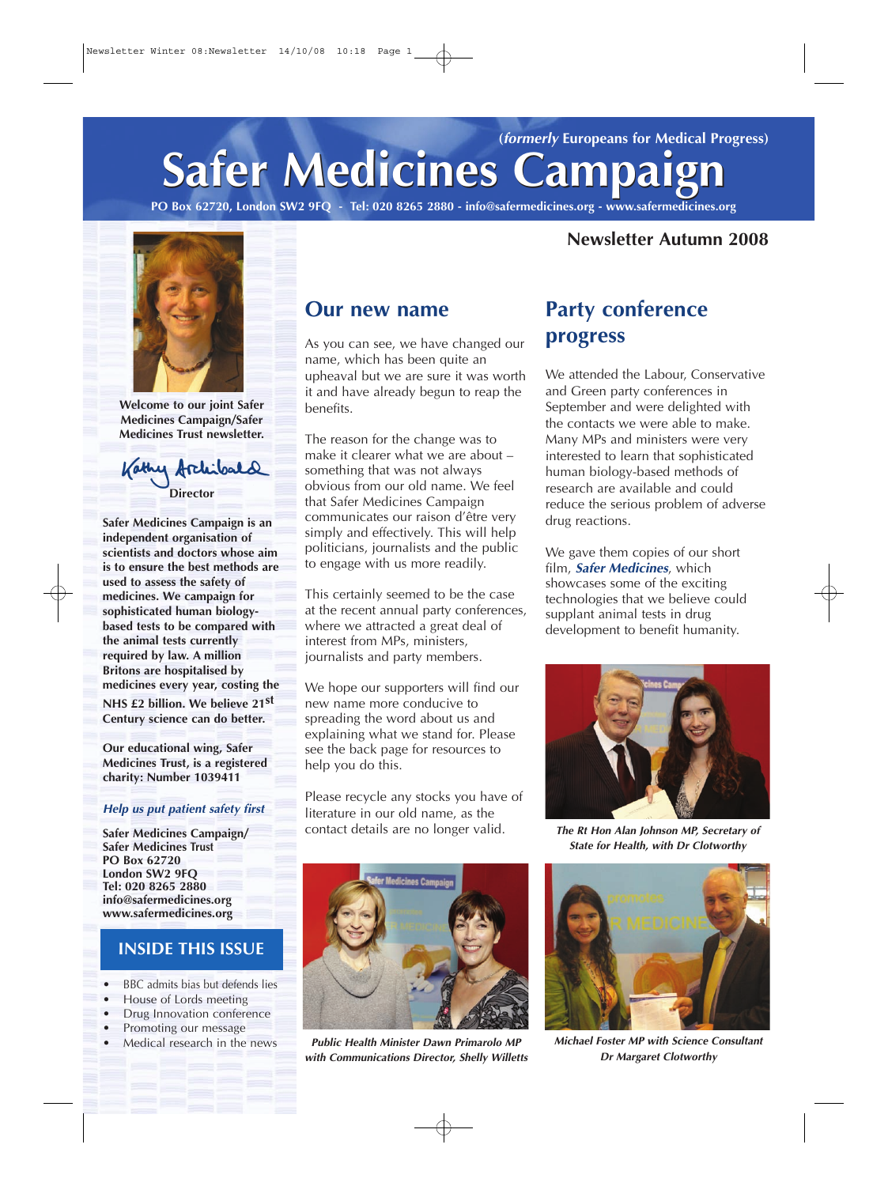(*formerly* Europeans for Medical Progress)

# Safer Medicines Campaign

PO Box 62720, London SW2 9FQ - Tel: 020 8265 2880 - info@safermedicines.org - www.safermedicines.org

**Newsletter Autumn 2008**

**Welcome to our joint Safer Medicines Campaign/Safer Medicines Trust newsletter.**

Kathy Archibald
**Director**

**Safer Medicines Campaign is an independent organisation of scientists and doctors whose aim is to ensure the best methods are used to assess the safety of medicines. We campaign for sophisticated human biology-based tests to be compared with the animal tests currently required by law. A million Britons are hospitalised by medicines every year, costing the NHS £2 billion. We believe 21st Century science can do better.**

**Our educational wing, Safer Medicines Trust, is a registered charity: Number 1039411**

***Help us put patient safety first***

**Safer Medicines Campaign/**
**Safer Medicines Trust**
**PO Box 62720**
**London SW2 9FQ**
**Tel: 020 8265 2880**
**info@safermedicines.org**
**www.safermedicines.org**

## INSIDE THIS ISSUE

- BBC admits bias but defends lies
- House of Lords meeting
- Drug Innovation conference
- Promoting our message
- Medical research in the news

## Our new name

As you can see, we have changed our name, which has been quite an upheaval but we are sure it was worth it and have already begun to reap the benefits.

The reason for the change was to make it clearer what we are about – something that was not always obvious from our old name. We feel that Safer Medicines Campaign communicates our raison d'être very simply and effectively. This will help politicians, journalists and the public to engage with us more readily.

This certainly seemed to be the case at the recent annual party conferences, where we attracted a great deal of interest from MPs, ministers, journalists and party members.

We hope our supporters will find our new name more conducive to spreading the word about us and explaining what we stand for. Please see the back page for resources to help you do this.

Please recycle any stocks you have of literature in our old name, as the contact details are no longer valid.

***Public Health Minister Dawn Primarolo MP with Communications Director, Shelly Willetts***

## Party conference progress

We attended the Labour, Conservative and Green party conferences in September and were delighted with the contacts we were able to make. Many MPs and ministers were very interested to learn that sophisticated human biology-based methods of research are available and could reduce the serious problem of adverse drug reactions.

We gave them copies of our short film, ***Safer Medicines***, which showcases some of the exciting technologies that we believe could supplant animal tests in drug development to benefit humanity.

***The Rt Hon Alan Johnson MP, Secretary of State for Health, with Dr Clotworthy***

***Michael Foster MP with Science Consultant Dr Margaret Clotworthy***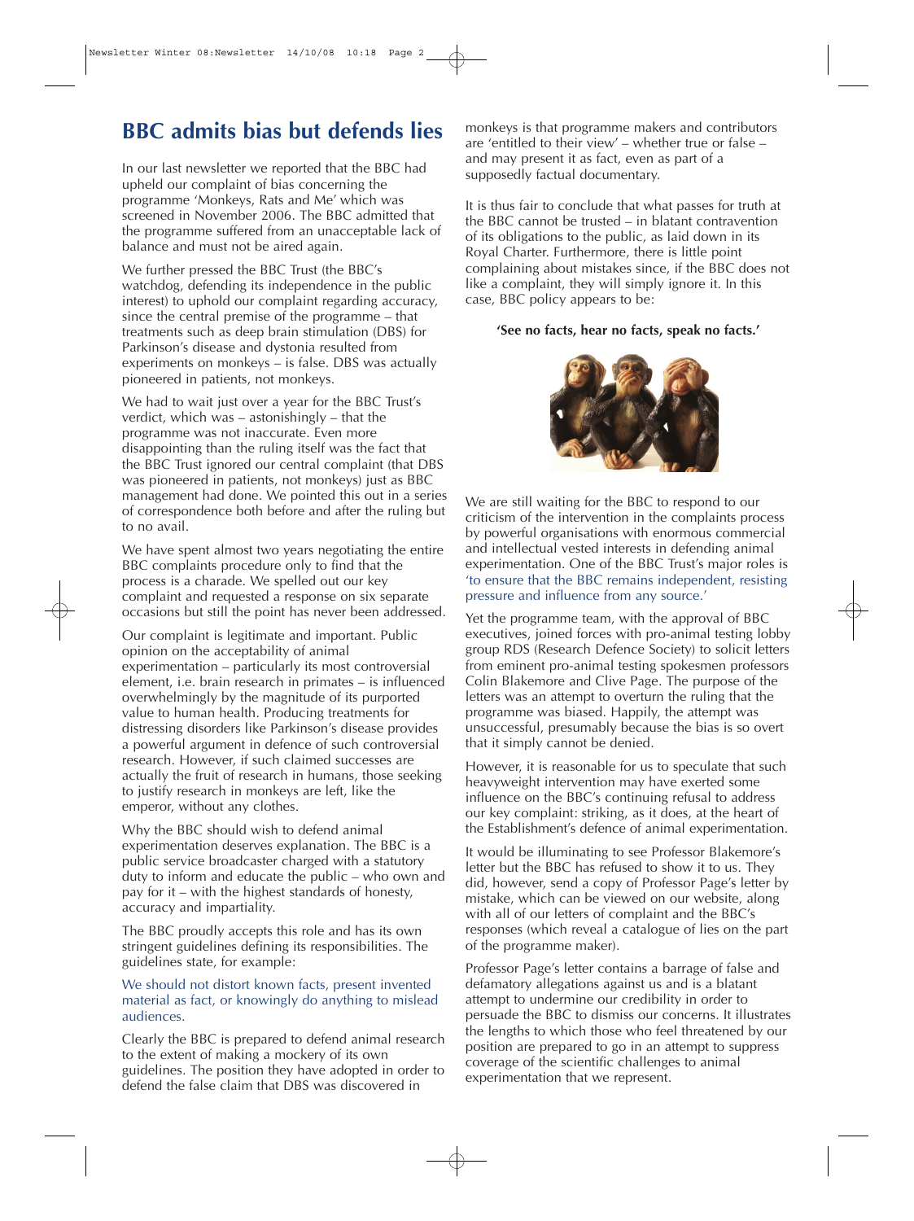## BBC admits bias but defends lies

In our last newsletter we reported that the BBC had upheld our complaint of bias concerning the programme 'Monkeys, Rats and Me' which was screened in November 2006. The BBC admitted that the programme suffered from an unacceptable lack of balance and must not be aired again.

We further pressed the BBC Trust (the BBC's watchdog, defending its independence in the public interest) to uphold our complaint regarding accuracy, since the central premise of the programme – that treatments such as deep brain stimulation (DBS) for Parkinson's disease and dystonia resulted from experiments on monkeys – is false. DBS was actually pioneered in patients, not monkeys.

We had to wait just over a year for the BBC Trust's verdict, which was – astonishingly – that the programme was not inaccurate. Even more disappointing than the ruling itself was the fact that the BBC Trust ignored our central complaint (that DBS was pioneered in patients, not monkeys) just as BBC management had done. We pointed this out in a series of correspondence both before and after the ruling but to no avail.

We have spent almost two years negotiating the entire BBC complaints procedure only to find that the process is a charade. We spelled out our key complaint and requested a response on six separate occasions but still the point has never been addressed.

Our complaint is legitimate and important. Public opinion on the acceptability of animal experimentation – particularly its most controversial element, i.e. brain research in primates – is influenced overwhelmingly by the magnitude of its purported value to human health. Producing treatments for distressing disorders like Parkinson's disease provides a powerful argument in defence of such controversial research. However, if such claimed successes are actually the fruit of research in humans, those seeking to justify research in monkeys are left, like the emperor, without any clothes.

Why the BBC should wish to defend animal experimentation deserves explanation. The BBC is a public service broadcaster charged with a statutory duty to inform and educate the public – who own and pay for it – with the highest standards of honesty, accuracy and impartiality.

The BBC proudly accepts this role and has its own stringent guidelines defining its responsibilities. The guidelines state, for example:

We should not distort known facts, present invented material as fact, or knowingly do anything to mislead audiences.

Clearly the BBC is prepared to defend animal research to the extent of making a mockery of its own guidelines. The position they have adopted in order to defend the false claim that DBS was discovered in monkeys is that programme makers and contributors are 'entitled to their view' – whether true or false – and may present it as fact, even as part of a supposedly factual documentary.

It is thus fair to conclude that what passes for truth at the BBC cannot be trusted – in blatant contravention of its obligations to the public, as laid down in its Royal Charter. Furthermore, there is little point complaining about mistakes since, if the BBC does not like a complaint, they will simply ignore it. In this case, BBC policy appears to be:

**'See no facts, hear no facts, speak no facts.'**

We are still waiting for the BBC to respond to our criticism of the intervention in the complaints process by powerful organisations with enormous commercial and intellectual vested interests in defending animal experimentation. One of the BBC Trust's major roles is 'to ensure that the BBC remains independent, resisting pressure and influence from any source.'

Yet the programme team, with the approval of BBC executives, joined forces with pro-animal testing lobby group RDS (Research Defence Society) to solicit letters from eminent pro-animal testing spokesmen professors Colin Blakemore and Clive Page. The purpose of the letters was an attempt to overturn the ruling that the programme was biased. Happily, the attempt was unsuccessful, presumably because the bias is so overt that it simply cannot be denied.

However, it is reasonable for us to speculate that such heavyweight intervention may have exerted some influence on the BBC's continuing refusal to address our key complaint: striking, as it does, at the heart of the Establishment's defence of animal experimentation.

It would be illuminating to see Professor Blakemore's letter but the BBC has refused to show it to us. They did, however, send a copy of Professor Page's letter by mistake, which can be viewed on our website, along with all of our letters of complaint and the BBC's responses (which reveal a catalogue of lies on the part of the programme maker).

Professor Page's letter contains a barrage of false and defamatory allegations against us and is a blatant attempt to undermine our credibility in order to persuade the BBC to dismiss our concerns. It illustrates the lengths to which those who feel threatened by our position are prepared to go in an attempt to suppress coverage of the scientific challenges to animal experimentation that we represent.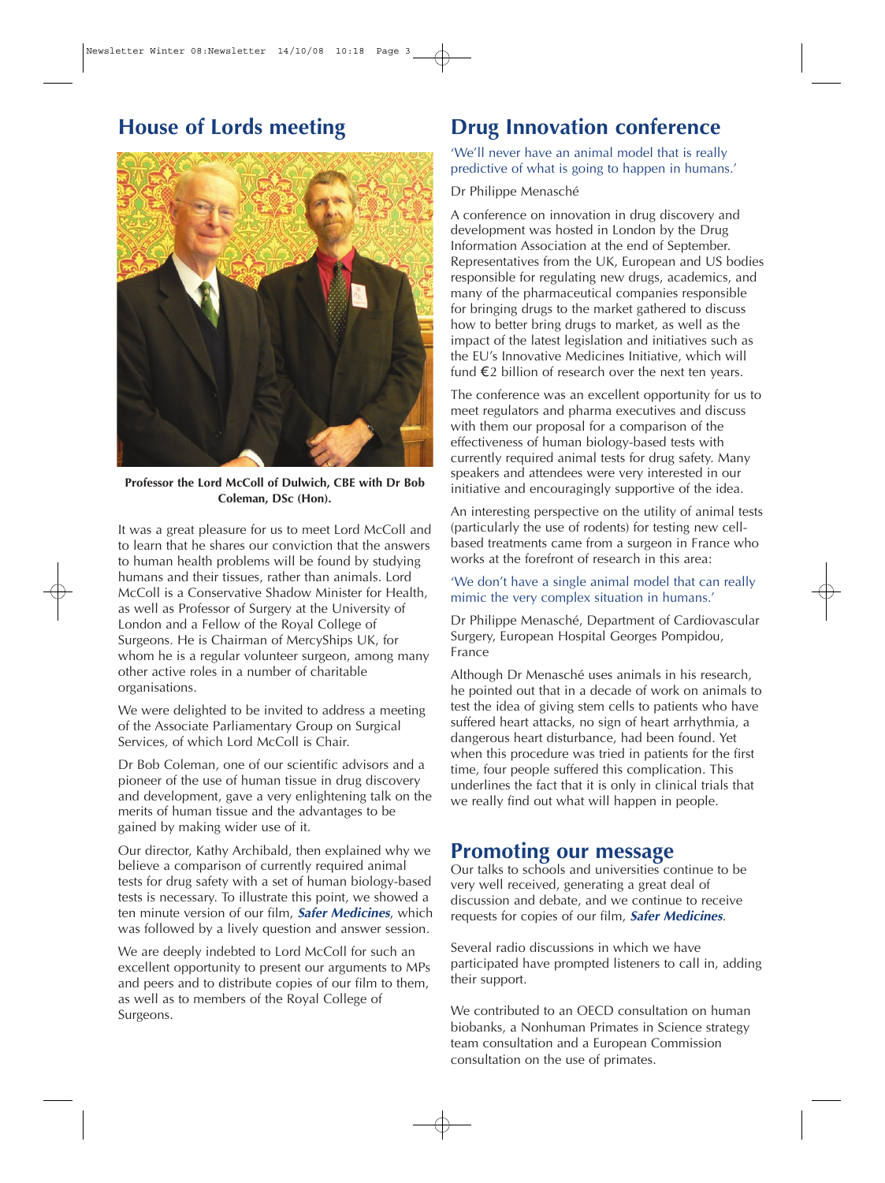## House of Lords meeting

**Professor the Lord McColl of Dulwich, CBE with Dr Bob Coleman, DSc (Hon).**

It was a great pleasure for us to meet Lord McColl and to learn that he shares our conviction that the answers to human health problems will be found by studying humans and their tissues, rather than animals. Lord McColl is a Conservative Shadow Minister for Health, as well as Professor of Surgery at the University of London and a Fellow of the Royal College of Surgeons. He is Chairman of MercyShips UK, for whom he is a regular volunteer surgeon, among many other active roles in a number of charitable organisations.

We were delighted to be invited to address a meeting of the Associate Parliamentary Group on Surgical Services, of which Lord McColl is Chair.

Dr Bob Coleman, one of our scientific advisors and a pioneer of the use of human tissue in drug discovery and development, gave a very enlightening talk on the merits of human tissue and the advantages to be gained by making wider use of it.

Our director, Kathy Archibald, then explained why we believe a comparison of currently required animal tests for drug safety with a set of human biology-based tests is necessary. To illustrate this point, we showed a ten minute version of our film, ***Safer Medicines***, which was followed by a lively question and answer session.

We are deeply indebted to Lord McColl for such an excellent opportunity to present our arguments to MPs and peers and to distribute copies of our film to them, as well as to members of the Royal College of Surgeons.

## Drug Innovation conference

'We'll never have an animal model that is really predictive of what is going to happen in humans.'

Dr Philippe Menasché

A conference on innovation in drug discovery and development was hosted in London by the Drug Information Association at the end of September. Representatives from the UK, European and US bodies responsible for regulating new drugs, academics, and many of the pharmaceutical companies responsible for bringing drugs to the market gathered to discuss how to better bring drugs to market, as well as the impact of the latest legislation and initiatives such as the EU's Innovative Medicines Initiative, which will fund €2 billion of research over the next ten years.

The conference was an excellent opportunity for us to meet regulators and pharma executives and discuss with them our proposal for a comparison of the effectiveness of human biology-based tests with currently required animal tests for drug safety. Many speakers and attendees were very interested in our initiative and encouragingly supportive of the idea.

An interesting perspective on the utility of animal tests (particularly the use of rodents) for testing new cell-based treatments came from a surgeon in France who works at the forefront of research in this area:

'We don't have a single animal model that can really mimic the very complex situation in humans.'

Dr Philippe Menasché, Department of Cardiovascular Surgery, European Hospital Georges Pompidou, France

Although Dr Menasché uses animals in his research, he pointed out that in a decade of work on animals to test the idea of giving stem cells to patients who have suffered heart attacks, no sign of heart arrhythmia, a dangerous heart disturbance, had been found. Yet when this procedure was tried in patients for the first time, four people suffered this complication. This underlines the fact that it is only in clinical trials that we really find out what will happen in people.

## Promoting our message

Our talks to schools and universities continue to be very well received, generating a great deal of discussion and debate, and we continue to receive requests for copies of our film, ***Safer Medicines***.

Several radio discussions in which we have participated have prompted listeners to call in, adding their support.

We contributed to an OECD consultation on human biobanks, a Nonhuman Primates in Science strategy team consultation and a European Commission consultation on the use of primates.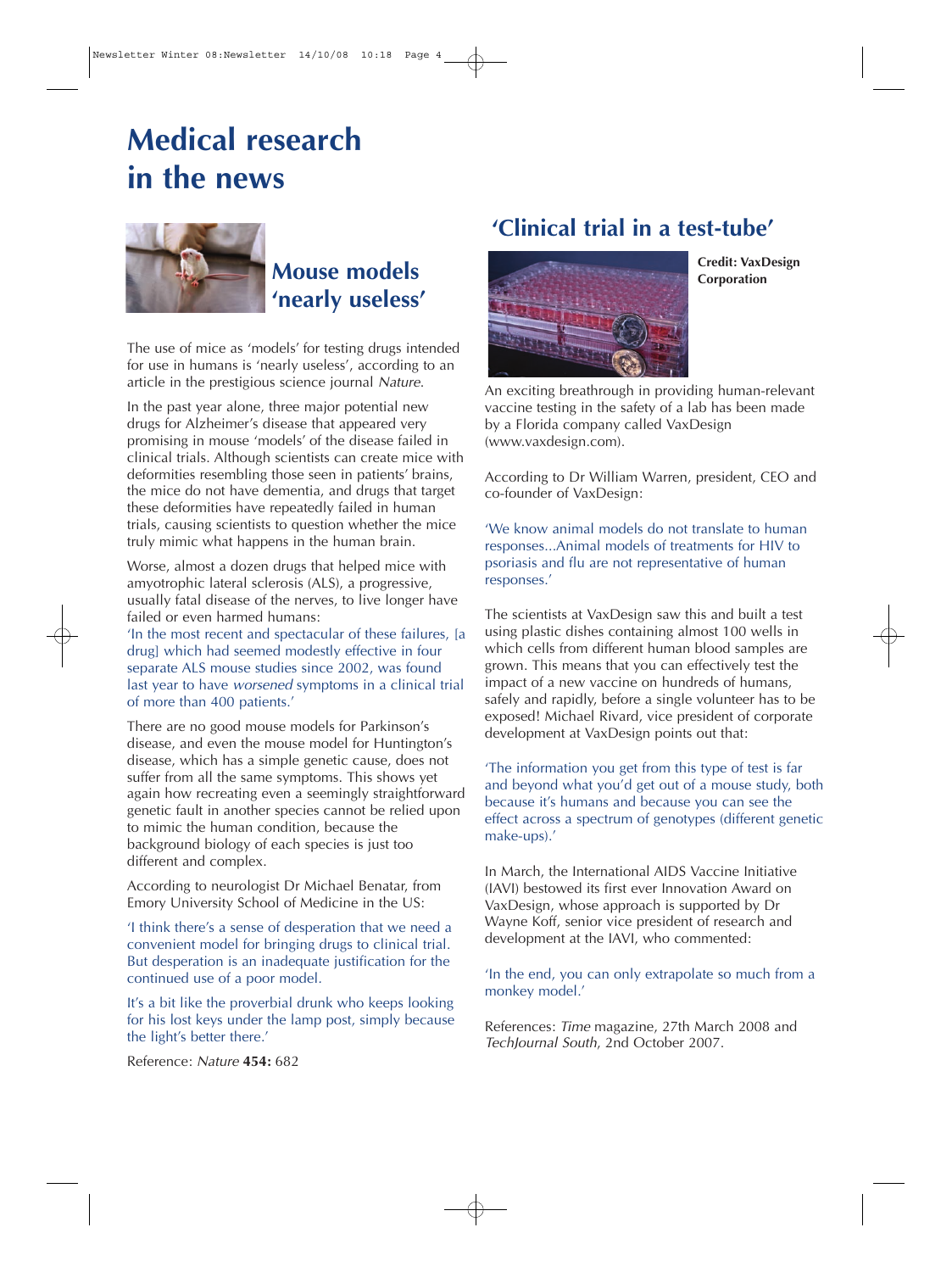# Medical research in the news

## Mouse models 'nearly useless'

The use of mice as 'models' for testing drugs intended for use in humans is 'nearly useless', according to an article in the prestigious science journal *Nature*.

In the past year alone, three major potential new drugs for Alzheimer's disease that appeared very promising in mouse 'models' of the disease failed in clinical trials. Although scientists can create mice with deformities resembling those seen in patients' brains, the mice do not have dementia, and drugs that target these deformities have repeatedly failed in human trials, causing scientists to question whether the mice truly mimic what happens in the human brain.

Worse, almost a dozen drugs that helped mice with amyotrophic lateral sclerosis (ALS), a progressive, usually fatal disease of the nerves, to live longer have failed or even harmed humans:

'In the most recent and spectacular of these failures, [a drug] which had seemed modestly effective in four separate ALS mouse studies since 2002, was found last year to have *worsened* symptoms in a clinical trial of more than 400 patients.'

There are no good mouse models for Parkinson's disease, and even the mouse model for Huntington's disease, which has a simple genetic cause, does not suffer from all the same symptoms. This shows yet again how recreating even a seemingly straightforward genetic fault in another species cannot be relied upon to mimic the human condition, because the background biology of each species is just too different and complex.

According to neurologist Dr Michael Benatar, from Emory University School of Medicine in the US:

'I think there's a sense of desperation that we need a convenient model for bringing drugs to clinical trial. But desperation is an inadequate justification for the continued use of a poor model.

It's a bit like the proverbial drunk who keeps looking for his lost keys under the lamp post, simply because the light's better there.'

Reference: *Nature* **454:** 682

## 'Clinical trial in a test-tube'

**Credit: VaxDesign Corporation**

An exciting breathrough in providing human-relevant vaccine testing in the safety of a lab has been made by a Florida company called VaxDesign (www.vaxdesign.com).

According to Dr William Warren, president, CEO and co-founder of VaxDesign:

'We know animal models do not translate to human responses...Animal models of treatments for HIV to psoriasis and flu are not representative of human responses.'

The scientists at VaxDesign saw this and built a test using plastic dishes containing almost 100 wells in which cells from different human blood samples are grown. This means that you can effectively test the impact of a new vaccine on hundreds of humans, safely and rapidly, before a single volunteer has to be exposed! Michael Rivard, vice president of corporate development at VaxDesign points out that:

'The information you get from this type of test is far and beyond what you'd get out of a mouse study, both because it's humans and because you can see the effect across a spectrum of genotypes (different genetic make-ups).'

In March, the International AIDS Vaccine Initiative (IAVI) bestowed its first ever Innovation Award on VaxDesign, whose approach is supported by Dr Wayne Koff, senior vice president of research and development at the IAVI, who commented:

'In the end, you can only extrapolate so much from a monkey model.'

References: *Time* magazine, 27th March 2008 and *TechJournal South*, 2nd October 2007.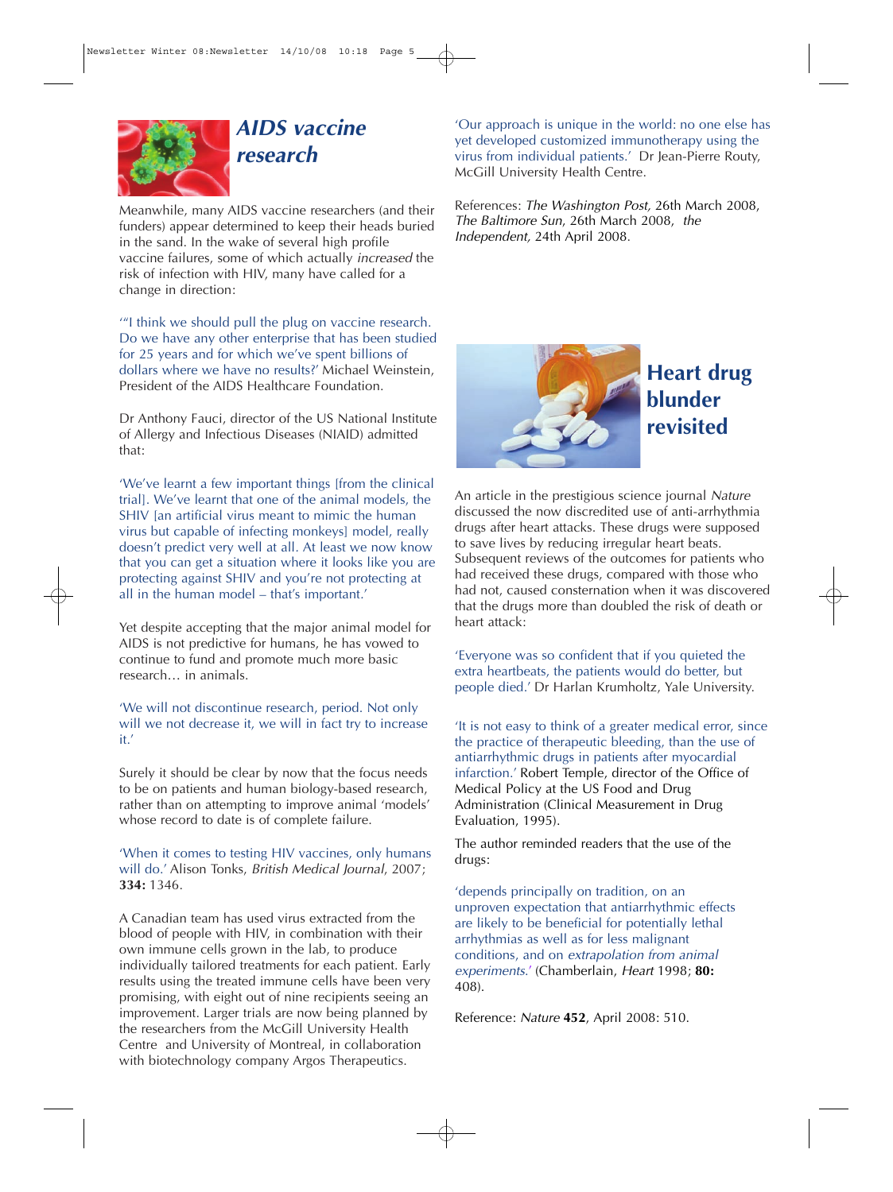## *AIDS vaccine research*

Meanwhile, many AIDS vaccine researchers (and their funders) appear determined to keep their heads buried in the sand. In the wake of several high profile vaccine failures, some of which actually *increased* the risk of infection with HIV, many have called for a change in direction:

'"I think we should pull the plug on vaccine research. Do we have any other enterprise that has been studied for 25 years and for which we've spent billions of dollars where we have no results?' Michael Weinstein, President of the AIDS Healthcare Foundation.

Dr Anthony Fauci, director of the US National Institute of Allergy and Infectious Diseases (NIAID) admitted that:

'We've learnt a few important things [from the clinical trial]. We've learnt that one of the animal models, the SHIV [an artificial virus meant to mimic the human virus but capable of infecting monkeys] model, really doesn't predict very well at all. At least we now know that you can get a situation where it looks like you are protecting against SHIV and you're not protecting at all in the human model – that's important.'

Yet despite accepting that the major animal model for AIDS is not predictive for humans, he has vowed to continue to fund and promote much more basic research… in animals.

'We will not discontinue research, period. Not only will we not decrease it, we will in fact try to increase it.'

Surely it should be clear by now that the focus needs to be on patients and human biology-based research, rather than on attempting to improve animal 'models' whose record to date is of complete failure.

'When it comes to testing HIV vaccines, only humans will do.' Alison Tonks, *British Medical Journal*, 2007; **334:** 1346.

A Canadian team has used virus extracted from the blood of people with HIV, in combination with their own immune cells grown in the lab, to produce individually tailored treatments for each patient. Early results using the treated immune cells have been very promising, with eight out of nine recipients seeing an improvement. Larger trials are now being planned by the researchers from the McGill University Health Centre and University of Montreal, in collaboration with biotechnology company Argos Therapeutics.

'Our approach is unique in the world: no one else has yet developed customized immunotherapy using the virus from individual patients.' Dr Jean-Pierre Routy, McGill University Health Centre.

References: *The Washington Post,* 26th March 2008, *The Baltimore Sun*, 26th March 2008, *the Independent,* 24th April 2008.

## Heart drug blunder revisited

An article in the prestigious science journal *Nature* discussed the now discredited use of anti-arrhythmia drugs after heart attacks. These drugs were supposed to save lives by reducing irregular heart beats. Subsequent reviews of the outcomes for patients who had received these drugs, compared with those who had not, caused consternation when it was discovered that the drugs more than doubled the risk of death or heart attack:

'Everyone was so confident that if you quieted the extra heartbeats, the patients would do better, but people died.' Dr Harlan Krumholtz, Yale University.

'It is not easy to think of a greater medical error, since the practice of therapeutic bleeding, than the use of antiarrhythmic drugs in patients after myocardial infarction.' Robert Temple, director of the Office of Medical Policy at the US Food and Drug Administration (Clinical Measurement in Drug Evaluation, 1995).

The author reminded readers that the use of the drugs:

'depends principally on tradition, on an unproven expectation that antiarrhythmic effects are likely to be beneficial for potentially lethal arrhythmias as well as for less malignant conditions, and on *extrapolation from animal experiments*.' (Chamberlain, *Heart* 1998; **80:** 408).

Reference: *Nature* **452**, April 2008: 510.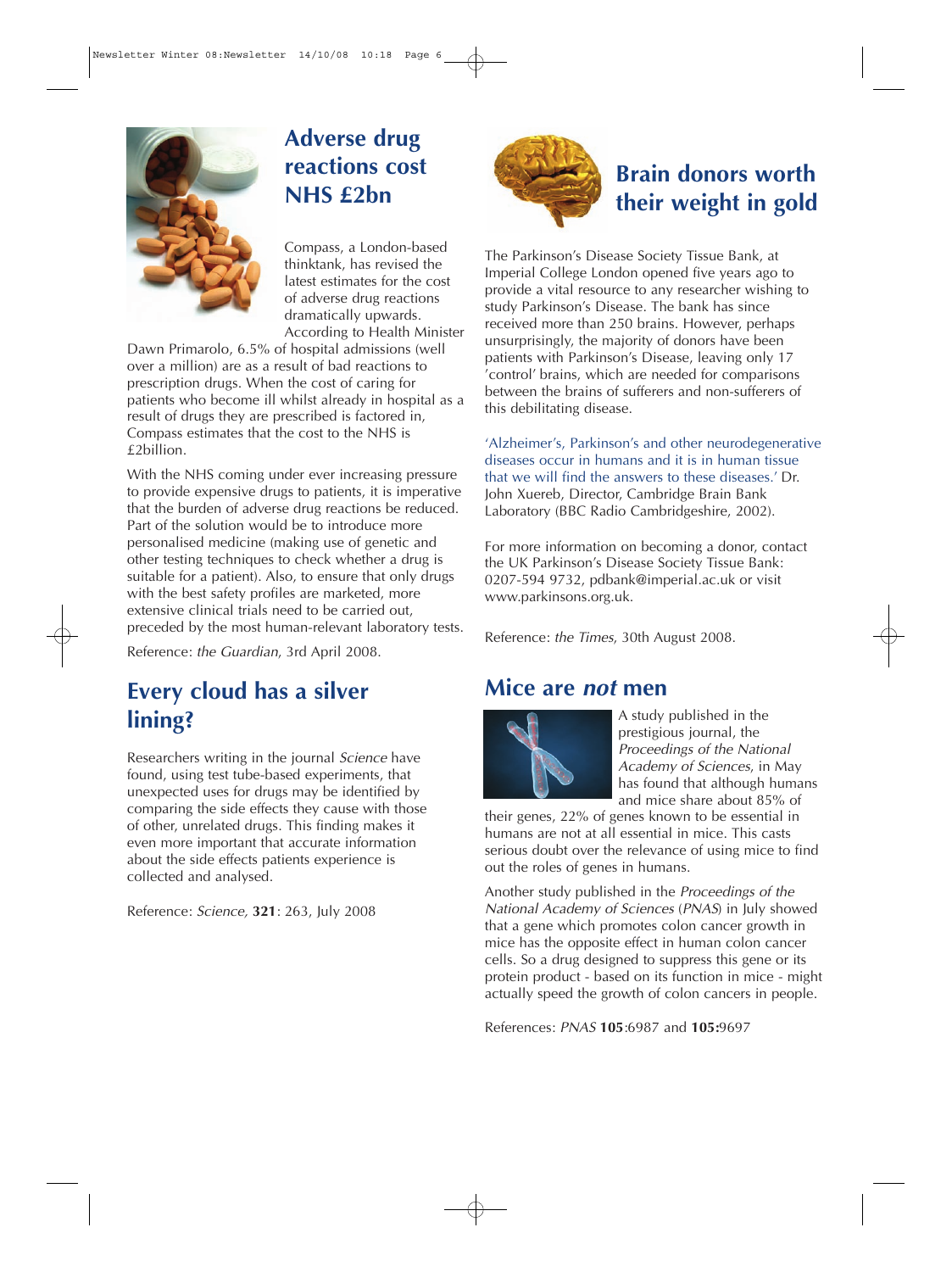## Adverse drug reactions cost NHS £2bn

Compass, a London-based thinktank, has revised the latest estimates for the cost of adverse drug reactions dramatically upwards. According to Health Minister Dawn Primarolo, 6.5% of hospital admissions (well over a million) are as a result of bad reactions to prescription drugs. When the cost of caring for patients who become ill whilst already in hospital as a result of drugs they are prescribed is factored in, Compass estimates that the cost to the NHS is £2billion.

With the NHS coming under ever increasing pressure to provide expensive drugs to patients, it is imperative that the burden of adverse drug reactions be reduced. Part of the solution would be to introduce more personalised medicine (making use of genetic and other testing techniques to check whether a drug is suitable for a patient). Also, to ensure that only drugs with the best safety profiles are marketed, more extensive clinical trials need to be carried out, preceded by the most human-relevant laboratory tests.

Reference: *the Guardian*, 3rd April 2008.

## Every cloud has a silver lining?

Researchers writing in the journal *Science* have found, using test tube-based experiments, that unexpected uses for drugs may be identified by comparing the side effects they cause with those of other, unrelated drugs. This finding makes it even more important that accurate information about the side effects patients experience is collected and analysed.

Reference: *Science*, **321**: 263, July 2008

## Brain donors worth their weight in gold

The Parkinson's Disease Society Tissue Bank, at Imperial College London opened five years ago to provide a vital resource to any researcher wishing to study Parkinson's Disease. The bank has since received more than 250 brains. However, perhaps unsurprisingly, the majority of donors have been patients with Parkinson's Disease, leaving only 17 'control' brains, which are needed for comparisons between the brains of sufferers and non-sufferers of this debilitating disease.

'Alzheimer's, Parkinson's and other neurodegenerative diseases occur in humans and it is in human tissue that we will find the answers to these diseases.' Dr. John Xuereb, Director, Cambridge Brain Bank Laboratory (BBC Radio Cambridgeshire, 2002).

For more information on becoming a donor, contact the UK Parkinson's Disease Society Tissue Bank: 0207-594 9732, pdbank@imperial.ac.uk or visit www.parkinsons.org.uk.

Reference: *the Times*, 30th August 2008.

## Mice are *not* men

A study published in the prestigious journal, the *Proceedings of the National Academy of Sciences*, in May has found that although humans and mice share about 85% of their genes, 22% of genes known to be essential in humans are not at all essential in mice. This casts serious doubt over the relevance of using mice to find out the roles of genes in humans.

Another study published in the *Proceedings of the National Academy of Sciences* (*PNAS*) in July showed that a gene which promotes colon cancer growth in mice has the opposite effect in human colon cancer cells. So a drug designed to suppress this gene or its protein product - based on its function in mice - might actually speed the growth of colon cancers in people.

References: *PNAS* **105**:6987 and **105:**9697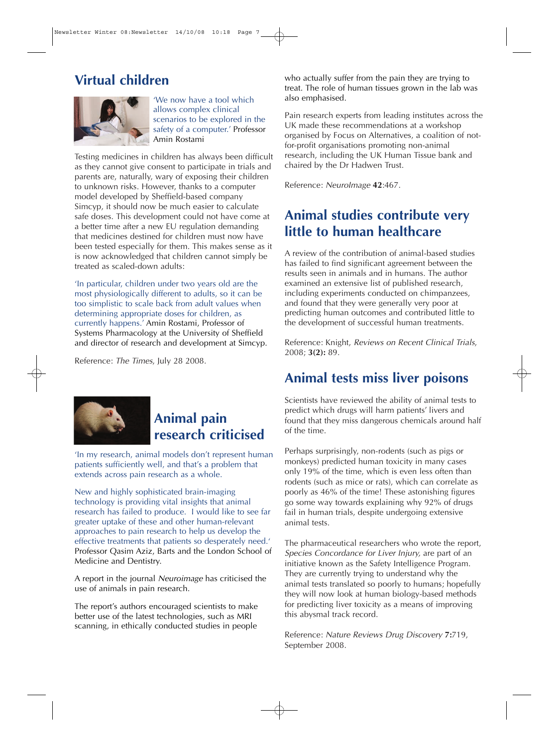## Virtual children

'We now have a tool which allows complex clinical scenarios to be explored in the safety of a computer.' Professor Amin Rostami

Testing medicines in children has always been difficult as they cannot give consent to participate in trials and parents are, naturally, wary of exposing their children to unknown risks. However, thanks to a computer model developed by Sheffield-based company Simcyp, it should now be much easier to calculate safe doses. This development could not have come at a better time after a new EU regulation demanding that medicines destined for children must now have been tested especially for them. This makes sense as it is now acknowledged that children cannot simply be treated as scaled-down adults:

'In particular, children under two years old are the most physiologically different to adults, so it can be too simplistic to scale back from adult values when determining appropriate doses for children, as currently happens.' Amin Rostami, Professor of Systems Pharmacology at the University of Sheffield and director of research and development at Simcyp.

Reference: *The Times*, July 28 2008.

## Animal pain research criticised

'In my research, animal models don't represent human patients sufficiently well, and that's a problem that extends across pain research as a whole.

New and highly sophisticated brain-imaging technology is providing vital insights that animal research has failed to produce. I would like to see far greater uptake of these and other human-relevant approaches to pain research to help us develop the effective treatments that patients so desperately need.' Professor Qasim Aziz, Barts and the London School of Medicine and Dentistry.

A report in the journal *Neuroimage* has criticised the use of animals in pain research.

The report's authors encouraged scientists to make better use of the latest technologies, such as MRI scanning, in ethically conducted studies in people who actually suffer from the pain they are trying to treat. The role of human tissues grown in the lab was also emphasised.

Pain research experts from leading institutes across the UK made these recommendations at a workshop organised by Focus on Alternatives, a coalition of not-for-profit organisations promoting non-animal research, including the UK Human Tissue bank and chaired by the Dr Hadwen Trust.

Reference: *NeuroImage* **42**:467.

## Animal studies contribute very little to human healthcare

A review of the contribution of animal-based studies has failed to find significant agreement between the results seen in animals and in humans. The author examined an extensive list of published research, including experiments conducted on chimpanzees, and found that they were generally very poor at predicting human outcomes and contributed little to the development of successful human treatments.

Reference: Knight, *Reviews on Recent Clinical Trials*, 2008; **3(2):** 89.

## Animal tests miss liver poisons

Scientists have reviewed the ability of animal tests to predict which drugs will harm patients' livers and found that they miss dangerous chemicals around half of the time.

Perhaps surprisingly, non-rodents (such as pigs or monkeys) predicted human toxicity in many cases only 19% of the time, which is even less often than rodents (such as mice or rats), which can correlate as poorly as 46% of the time! These astonishing figures go some way towards explaining why 92% of drugs fail in human trials, despite undergoing extensive animal tests.

The pharmaceutical researchers who wrote the report, *Species Concordance for Liver Injury,* are part of an initiative known as the Safety Intelligence Program. They are currently trying to understand why the animal tests translated so poorly to humans; hopefully they will now look at human biology-based methods for predicting liver toxicity as a means of improving this abysmal track record.

Reference: *Nature Reviews Drug Discovery* **7:**719, September 2008.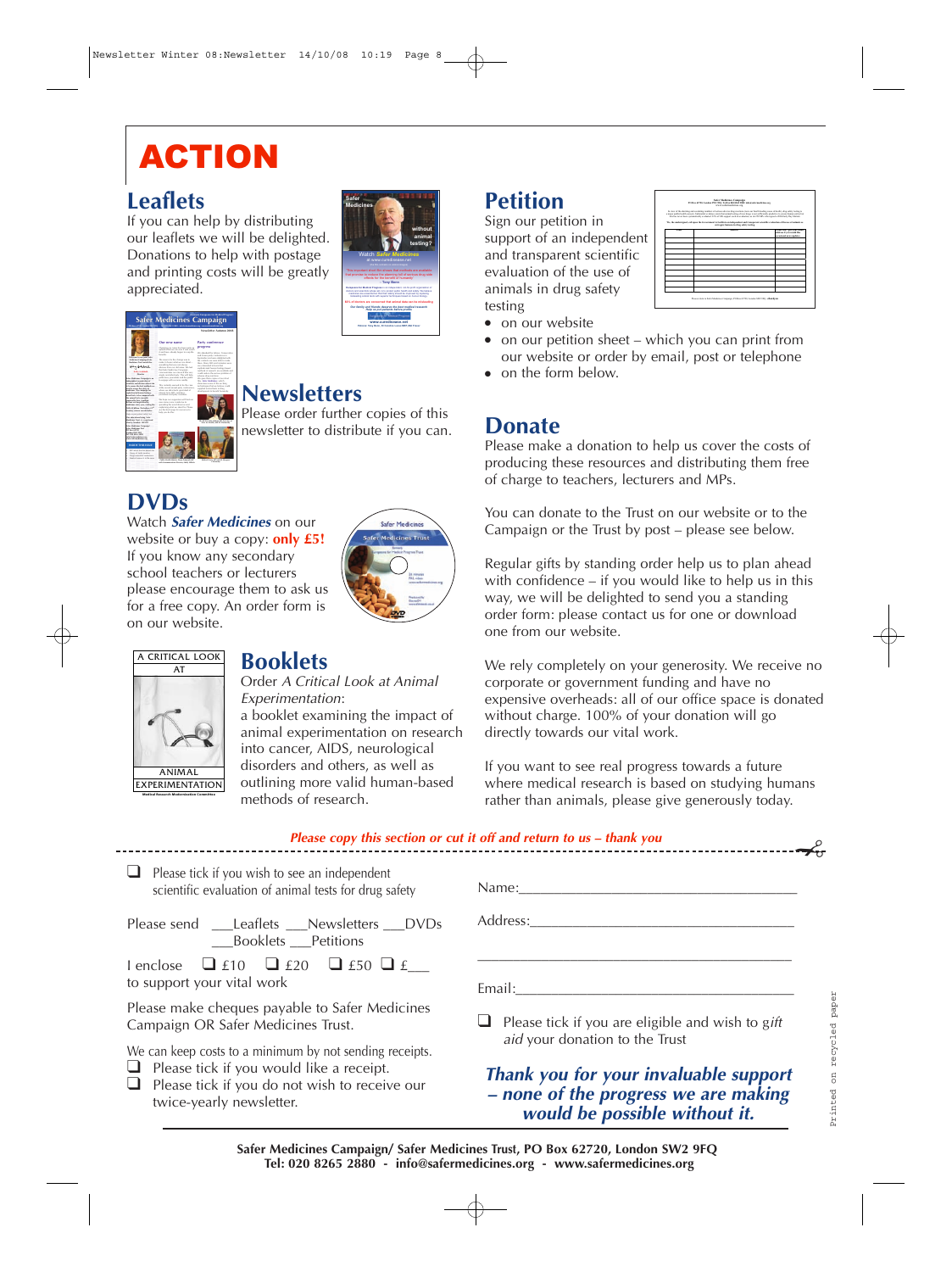# ACTION

## Leaflets

If you can help by distributing our leaflets we will be delighted. Donations to help with postage and printing costs will be greatly appreciated.

## Newsletters

Please order further copies of this newsletter to distribute if you can.

## DVDs

Watch ***Safer Medicines*** on our website or buy a copy: **only £5!** If you know any secondary school teachers or lecturers please encourage them to ask us for a free copy. An order form is on our website.

## Booklets

Order *A Critical Look at Animal Experimentation*: a booklet examining the impact of animal experimentation on research into cancer, AIDS, neurological disorders and others, as well as outlining more valid human-based methods of research.

## Petition

Sign our petition in support of an independent and transparent scientific evaluation of the use of animals in drug safety testing

- on our website
- on our petition sheet – which you can print from our website or order by email, post or telephone
- on the form below.

## Donate

Please make a donation to help us cover the costs of producing these resources and distributing them free of charge to teachers, lecturers and MPs.

You can donate to the Trust on our website or to the Campaign or the Trust by post – please see below.

Regular gifts by standing order help us to plan ahead with confidence – if you would like to help us in this way, we will be delighted to send you a standing order form: please contact us for one or download one from our website.

We rely completely on your generosity. We receive no corporate or government funding and have no expensive overheads: all of our office space is donated without charge. 100% of your donation will go directly towards our vital work.

If you want to see real progress towards a future where medical research is based on studying humans rather than animals, please give generously today.

***Please copy this section or cut it off and return to us – thank you***

❑ Please tick if you wish to see an independent scientific evaluation of animal tests for drug safety

Please send \_\_\_Leaflets \_\_\_Newsletters \_\_\_DVDs \_\_\_Booklets \_\_\_Petitions

I enclose ❑ £10 ❑ £20 ❑ £50 ❑ £\_\_\_ to support your vital work

Please make cheques payable to Safer Medicines Campaign OR Safer Medicines Trust.

We can keep costs to a minimum by not sending receipts.

❑ Please tick if you would like a receipt.

❑ Please tick if you do not wish to receive our twice-yearly newsletter.

Name:\_\_\_\_\_\_\_\_\_\_\_\_\_\_\_\_\_\_\_\_\_\_\_\_\_\_\_\_\_\_\_\_\_\_\_\_

Address:\_\_\_\_\_\_\_\_\_\_\_\_\_\_\_\_\_\_\_\_\_\_\_\_\_\_\_\_\_\_\_\_\_\_

\_\_\_\_\_\_\_\_\_\_\_\_\_\_\_\_\_\_\_\_\_\_\_\_\_\_\_\_\_\_\_\_\_\_\_\_\_\_\_\_\_

Email:\_\_\_\_\_\_\_\_\_\_\_\_\_\_\_\_\_\_\_\_\_\_\_\_\_\_\_\_\_\_\_\_\_\_\_\_

❑ Please tick if you are eligible and wish to *gift aid* your donation to the Trust

***Thank you for your invaluable support – none of the progress we are making would be possible without it.***

**Safer Medicines Campaign/ Safer Medicines Trust, PO Box 62720, London SW2 9FQ**
**Tel: 020 8265 2880 - info@safermedicines.org - www.safermedicines.org**

Printed on recycled paper